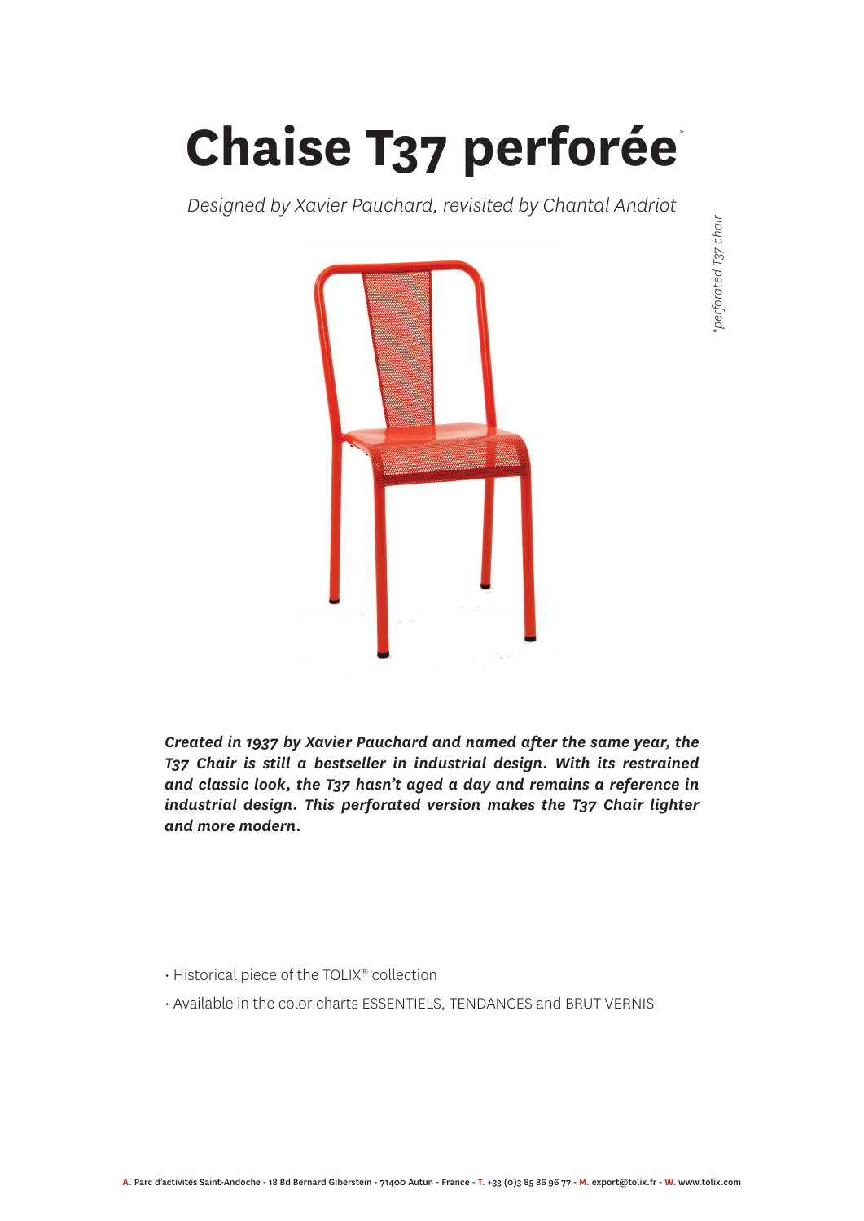# Chaise T37 perforée*

*Designed by Xavier Pauchard, revisited by Chantal Andriot*

*\*perforated T37 chair*

***Created in 1937 by Xavier Pauchard and named after the same year, the T37 Chair is still a bestseller in industrial design. With its restrained and classic look, the T37 hasn't aged a day and remains a reference in industrial design. This perforated version makes the T37 Chair lighter and more modern.***

- Historical piece of the TOLIX® collection
- Available in the color charts ESSENTIELS, TENDANCES and BRUT VERNIS

**A.** Parc d'activités Saint-Andoche - 18 Bd Bernard Giberstein - 71400 Autun - France - **T.** +33 (0)3 85 86 96 77 - **M.** export@tolix.fr - **W.** www.tolix.com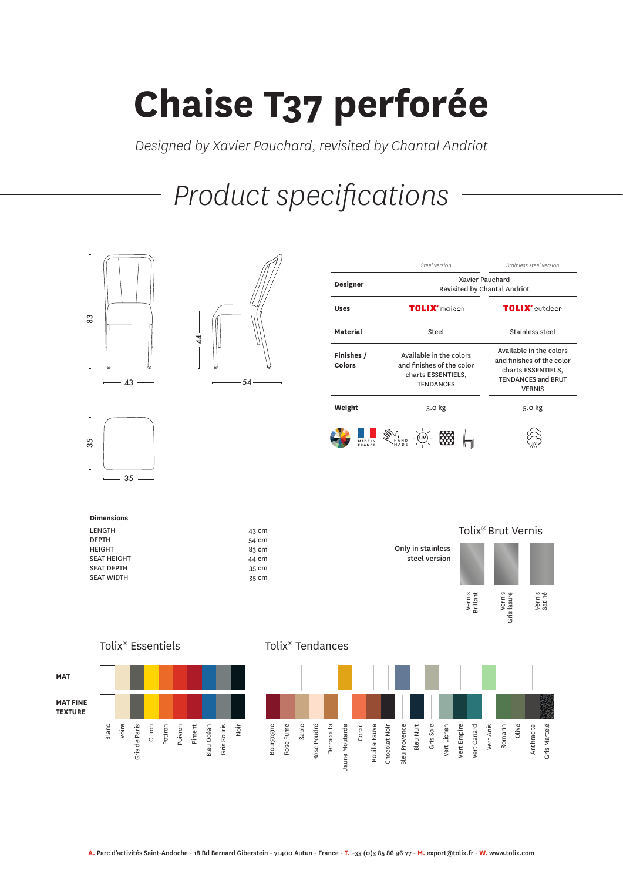# Chaise T37 perforée

*Designed by Xavier Pauchard, revisited by Chantal Andriot*

## *Product specifications*

83

43

44

54

35

35

| | *Steel version* | *Stainless steel version* |
|---|---|---|
| **Designer** | Xavier Pauchard<br>Revisited by Chantal Andriot | |
| **Uses** | TOLIX® maison | TOLIX® outdoor |
| **Material** | Steel | Stainless steel |
| **Finishes / Colors** | Available in the colors and finishes of the color charts ESSENTIELS, TENDANCES | Available in the colors and finishes of the color charts ESSENTIELS, TENDANCES and BRUT VERNIS |
| **Weight** | 5.0 kg | 5.0 kg |

MADE IN FRANCE

HAND MADE

UV

**Dimensions**

| | |
|---|---|
| LENGTH | 43 cm |
| DEPTH | 54 cm |
| HEIGHT | 83 cm |
| SEAT HEIGHT | 44 cm |
| SEAT DEPTH | 35 cm |
| SEAT WIDTH | 35 cm |

### Tolix® Brut Vernis

**Only in stainless steel version**

Vernis Brillant, Vernis Gris lasure, Vernis Satiné

### Tolix® Essentiels

**MAT**

**MAT FINE TEXTURE**

Blanc, Ivoire, Gris de Paris, Citron, Potiron, Poivron, Piment, Bleu Océan, Gris Souris, Noir

### Tolix® Tendances

Bourgogne, Rose Fumé, Sable, Rose Poudré, Terracotta, Jaune Moutarde, Corail, Rouille Fauve, Chocolat Noir, Bleu Provence, Bleu Nuit, Gris Soie, Vert Lichen, Vert Empire, Vert Canard, Vert Anis, Romarin, Olive, Anthracite, Gris Martelé

**A.** Parc d'activités Saint-Andoche - 18 Bd Bernard Giberstein - 71400 Autun - France - **T.** +33 (0)3 85 86 96 77 - **M.** export@tolix.fr - **W.** www.tolix.com